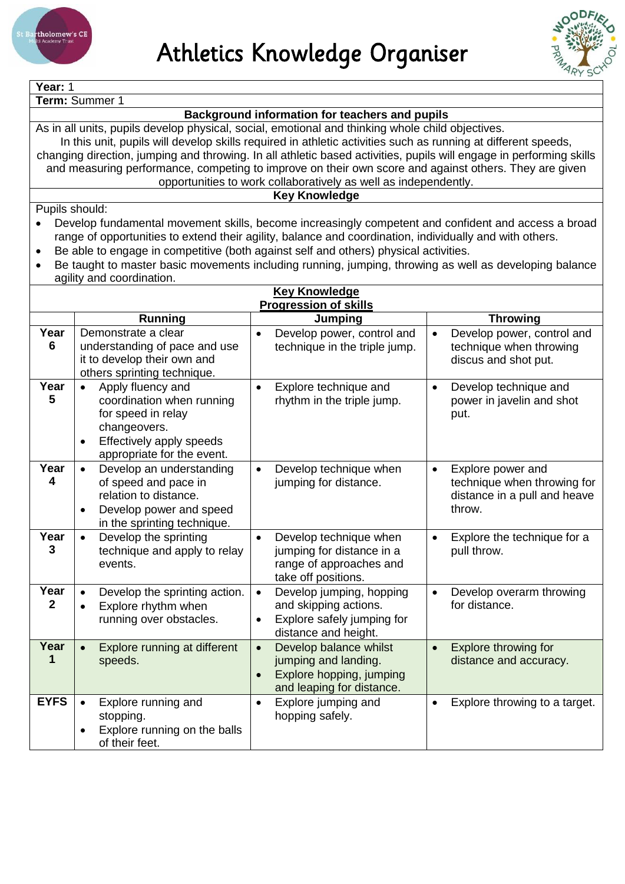# Athletics Knowledge Organiser

**Year:** 1

**Term:** Summer 1

**Background information for teachers and pupils**

As in all units, pupils develop physical, social, emotional and thinking whole child objectives.
In this unit, pupils will develop skills required in athletic activities such as running at different speeds, changing direction, jumping and throwing. In all athletic based activities, pupils will engage in performing skills and measuring performance, competing to improve on their own score and against others. They are given opportunities to work collaboratively as well as independently.

**Key Knowledge**

Pupils should:

- Develop fundamental movement skills, become increasingly competent and confident and access a broad range of opportunities to extend their agility, balance and coordination, individually and with others.
- Be able to engage in competitive (both against self and others) physical activities.
- Be taught to master basic movements including running, jumping, throwing as well as developing balance agility and coordination.

**Key Knowledge**
**Progression of skills**

| | Running | Jumping | Throwing |
|---|---|---|---|
| **Year 6** | Demonstrate a clear understanding of pace and use it to develop their own and others sprinting technique. | • Develop power, control and technique in the triple jump. | • Develop power, control and technique when throwing discus and shot put. |
| **Year 5** | • Apply fluency and coordination when running for speed in relay changeovers.<br>• Effectively apply speeds appropriate for the event. | • Explore technique and rhythm in the triple jump. | • Develop technique and power in javelin and shot put. |
| **Year 4** | • Develop an understanding of speed and pace in relation to distance.<br>• Develop power and speed in the sprinting technique. | • Develop technique when jumping for distance. | • Explore power and technique when throwing for distance in a pull and heave throw. |
| **Year 3** | • Develop the sprinting technique and apply to relay events. | • Develop technique when jumping for distance in a range of approaches and take off positions. | • Explore the technique for a pull throw. |
| **Year 2** | • Develop the sprinting action.<br>• Explore rhythm when running over obstacles. | • Develop jumping, hopping and skipping actions.<br>• Explore safely jumping for distance and height. | • Develop overarm throwing for distance. |
| **Year 1** | • Explore running at different speeds. | • Develop balance whilst jumping and landing.<br>• Explore hopping, jumping and leaping for distance. | • Explore throwing for distance and accuracy. |
| **EYFS** | • Explore running and stopping.<br>• Explore running on the balls of their feet. | • Explore jumping and hopping safely. | • Explore throwing to a target. |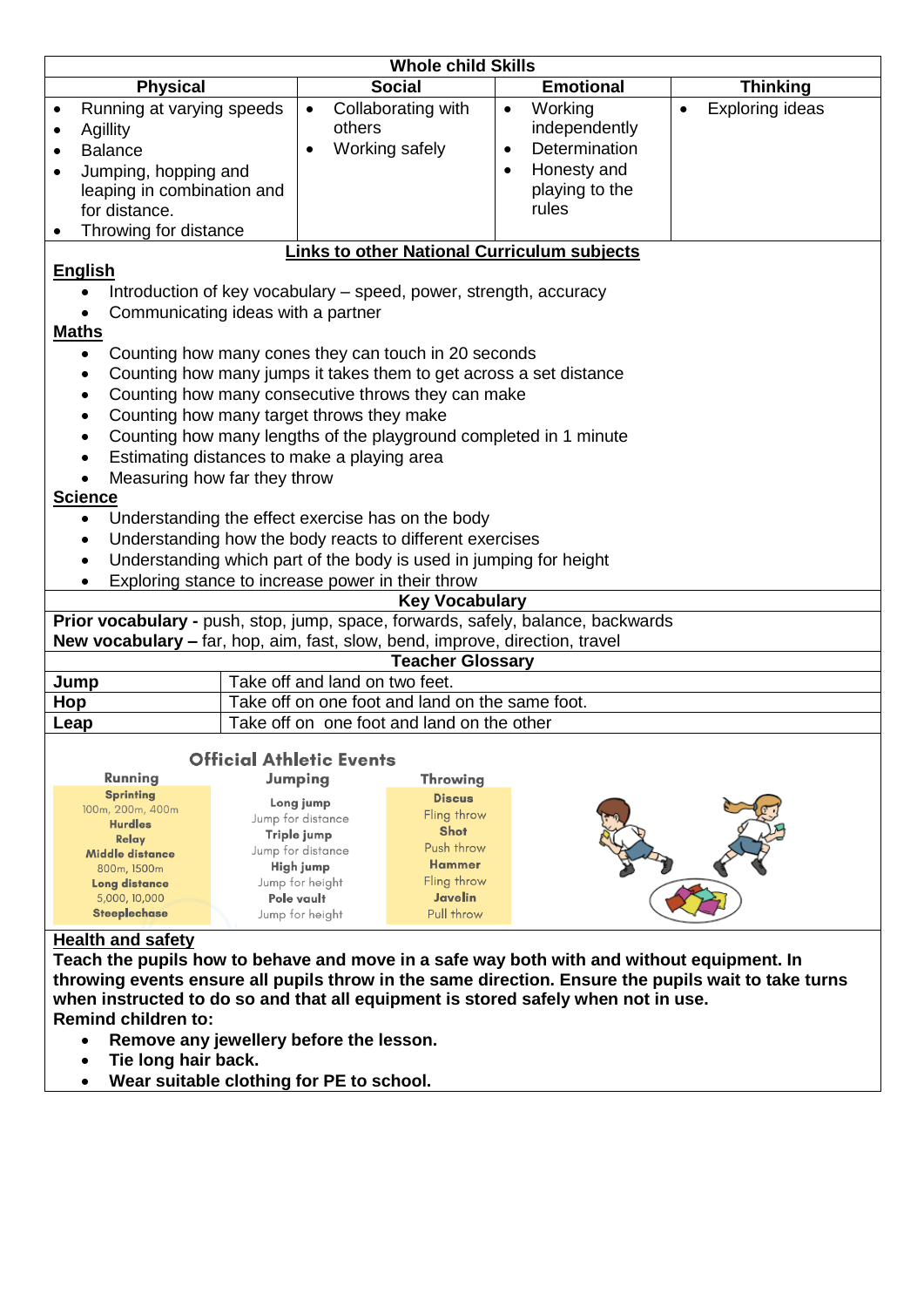## Whole child Skills

| Physical | Social | Emotional | Thinking |
|---|---|---|---|
| • Running at varying speeds<br>• Agillity<br>• Balance<br>• Jumping, hopping and leaping in combination and for distance.<br>• Throwing for distance | • Collaborating with others<br>• Working safely | • Working independently<br>• Determination<br>• Honesty and playing to the rules | • Exploring ideas |

## Links to other National Curriculum subjects

**English**

- Introduction of key vocabulary – speed, power, strength, accuracy
- Communicating ideas with a partner

**Maths**

- Counting how many cones they can touch in 20 seconds
- Counting how many jumps it takes them to get across a set distance
- Counting how many consecutive throws they can make
- Counting how many target throws they make
- Counting how many lengths of the playground completed in 1 minute
- Estimating distances to make a playing area
- Measuring how far they throw

**Science**

- Understanding the effect exercise has on the body
- Understanding how the body reacts to different exercises
- Understanding which part of the body is used in jumping for height
- Exploring stance to increase power in their throw

## Key Vocabulary

**Prior vocabulary -** push, stop, jump, space, forwards, safely, balance, backwards
**New vocabulary –** far, hop, aim, fast, slow, bend, improve, direction, travel

## Teacher Glossary

| Term | Definition |
|---|---|
| **Jump** | Take off and land on two feet. |
| **Hop** | Take off on one foot and land on the same foot. |
| **Leap** | Take off on one foot and land on the other |

### Official Athletic Events

| Running | Jumping | Throwing |
|---|---|---|
| **Sprinting**<br>100m, 200m, 400m | **Long jump**<br>Jump for distance | **Discus**<br>Fling throw |
| **Hurdles** | **Triple jump**<br>Jump for distance | **Shot**<br>Push throw |
| **Relay** | **High jump**<br>Jump for height | **Hammer**<br>Fling throw |
| **Middle distance**<br>800m, 1500m | **Pole vault**<br>Jump for height | **Javelin**<br>Pull throw |
| **Long distance**<br>5,000, 10,000 | | |
| **Steeplechase** | | |

**Health and safety**

**Teach the pupils how to behave and move in a safe way both with and without equipment. In throwing events ensure all pupils throw in the same direction. Ensure the pupils wait to take turns when instructed to do so and that all equipment is stored safely when not in use.**

**Remind children to:**

- **Remove any jewellery before the lesson.**
- **Tie long hair back.**
- **Wear suitable clothing for PE to school.**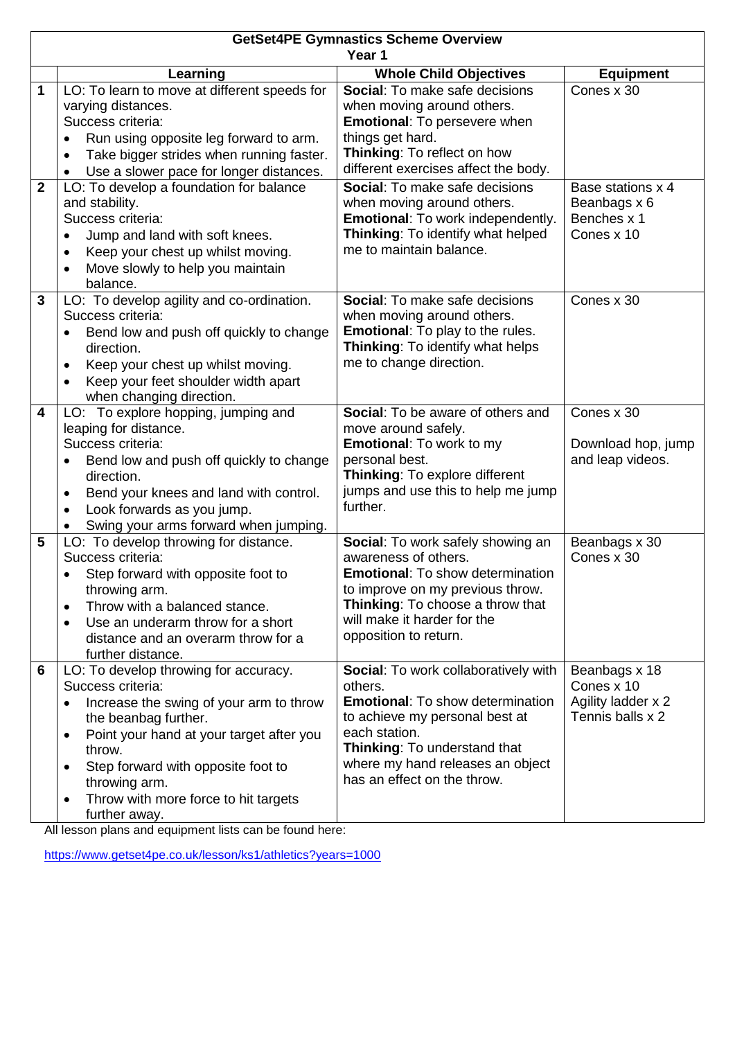| GetSet4PE Gymnastics Scheme Overview<br>Year 1 | | | |
|---|---|---|---|
| | **Learning** | **Whole Child Objectives** | **Equipment** |
| **1** | LO: To learn to move at different speeds for varying distances.<br>Success criteria:<br>• Run using opposite leg forward to arm.<br>• Take bigger strides when running faster.<br>• Use a slower pace for longer distances. | **Social**: To make safe decisions when moving around others.<br>**Emotional**: To persevere when things get hard.<br>**Thinking**: To reflect on how different exercises affect the body. | Cones x 30 |
| **2** | LO: To develop a foundation for balance and stability.<br>Success criteria:<br>• Jump and land with soft knees.<br>• Keep your chest up whilst moving.<br>• Move slowly to help you maintain balance. | **Social**: To make safe decisions when moving around others.<br>**Emotional**: To work independently.<br>**Thinking**: To identify what helped me to maintain balance. | Base stations x 4<br>Beanbags x 6<br>Benches x 1<br>Cones x 10 |
| **3** | LO: To develop agility and co-ordination.<br>Success criteria:<br>• Bend low and push off quickly to change direction.<br>• Keep your chest up whilst moving.<br>• Keep your feet shoulder width apart when changing direction. | **Social**: To make safe decisions when moving around others.<br>**Emotional**: To play to the rules.<br>**Thinking**: To identify what helps me to change direction. | Cones x 30 |
| **4** | LO: To explore hopping, jumping and leaping for distance.<br>Success criteria:<br>• Bend low and push off quickly to change direction.<br>• Bend your knees and land with control.<br>• Look forwards as you jump.<br>• Swing your arms forward when jumping. | **Social**: To be aware of others and move around safely.<br>**Emotional**: To work to my personal best.<br>**Thinking**: To explore different jumps and use this to help me jump further. | Cones x 30<br><br>Download hop, jump and leap videos. |
| **5** | LO: To develop throwing for distance.<br>Success criteria:<br>• Step forward with opposite foot to throwing arm.<br>• Throw with a balanced stance.<br>• Use an underarm throw for a short distance and an overarm throw for a further distance. | **Social**: To work safely showing an awareness of others.<br>**Emotional**: To show determination to improve on my previous throw.<br>**Thinking**: To choose a throw that will make it harder for the opposition to return. | Beanbags x 30<br>Cones x 30 |
| **6** | LO: To develop throwing for accuracy.<br>Success criteria:<br>• Increase the swing of your arm to throw the beanbag further.<br>• Point your hand at your target after you throw.<br>• Step forward with opposite foot to throwing arm.<br>• Throw with more force to hit targets further away. | **Social**: To work collaboratively with others.<br>**Emotional**: To show determination to achieve my personal best at each station.<br>**Thinking**: To understand that where my hand releases an object has an effect on the throw. | Beanbags x 18<br>Cones x 10<br>Agility ladder x 2<br>Tennis balls x 2 |

All lesson plans and equipment lists can be found here:

https://www.getset4pe.co.uk/lesson/ks1/athletics?years=1000